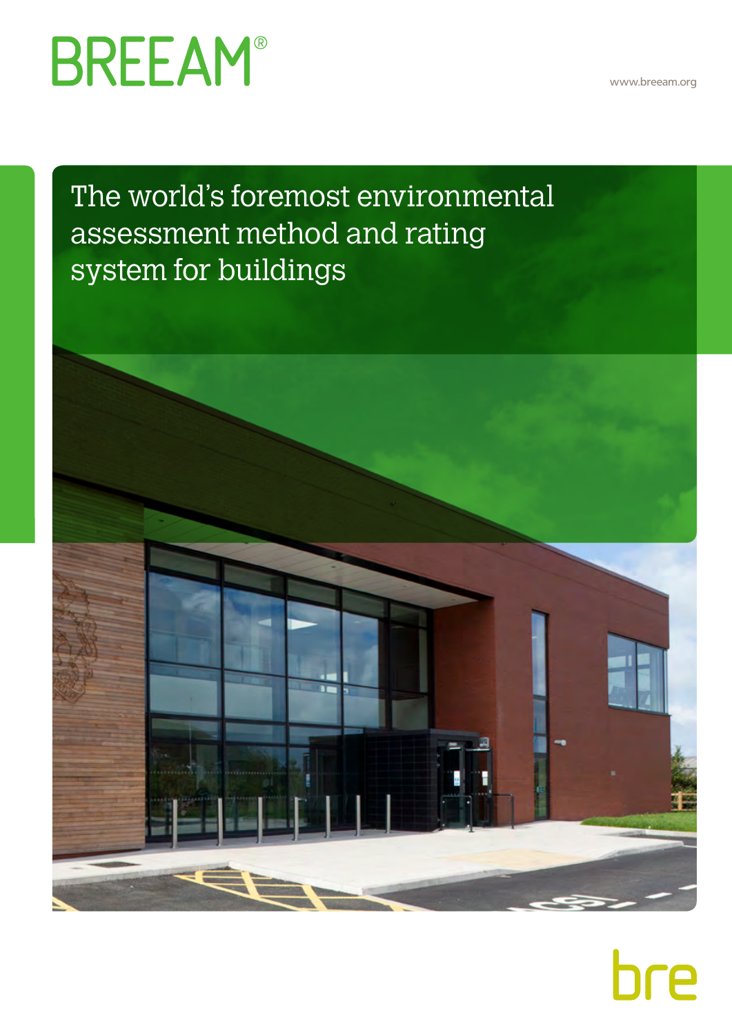BREEAM®

www.breeam.org

# The world's foremost environmental assessment method and rating system for buildings

bre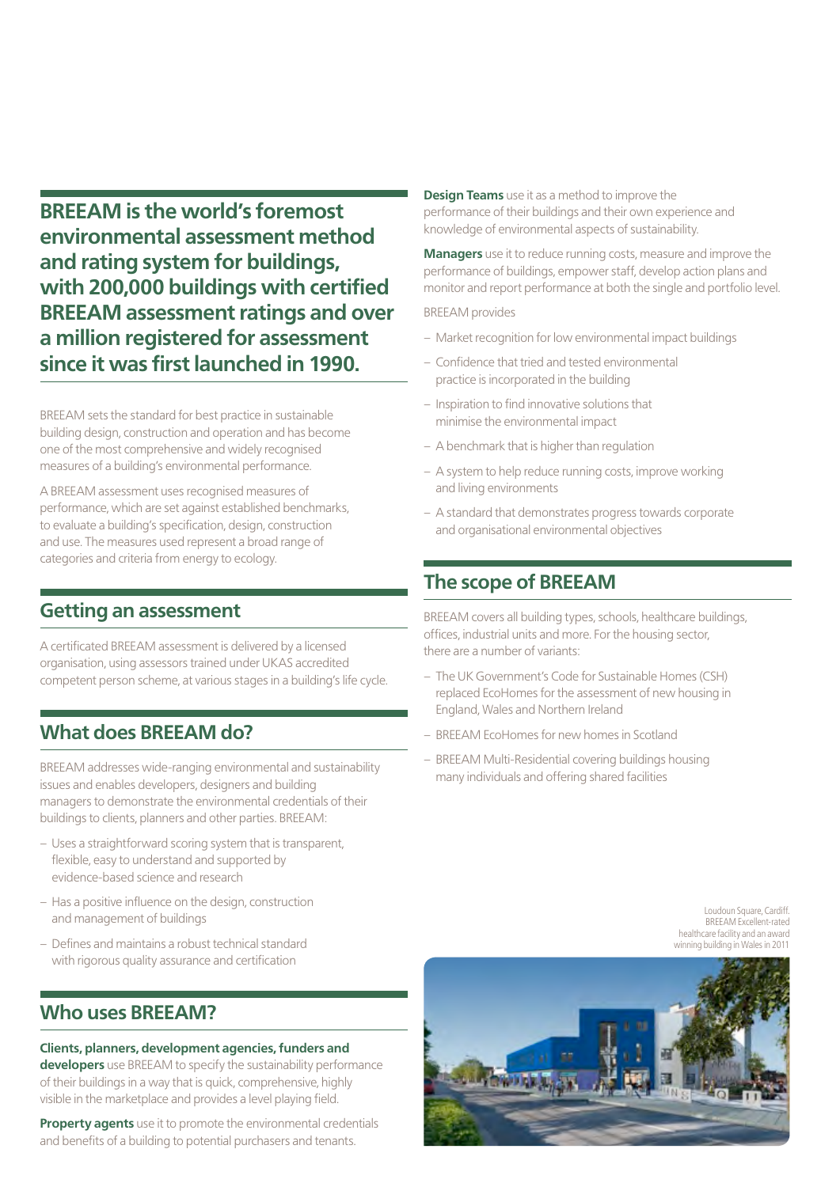**BREEAM is the world's foremost environmental assessment method and rating system for buildings, with 200,000 buildings with certified BREEAM assessment ratings and over a million registered for assessment since it was first launched in 1990.**

BREEAM sets the standard for best practice in sustainable building design, construction and operation and has become one of the most comprehensive and widely recognised measures of a building's environmental performance.

A BREEAM assessment uses recognised measures of performance, which are set against established benchmarks, to evaluate a building's specification, design, construction and use. The measures used represent a broad range of categories and criteria from energy to ecology.

## Getting an assessment

A certificated BREEAM assessment is delivered by a licensed organisation, using assessors trained under UKAS accredited competent person scheme, at various stages in a building's life cycle.

## What does BREEAM do?

BREEAM addresses wide-ranging environmental and sustainability issues and enables developers, designers and building managers to demonstrate the environmental credentials of their buildings to clients, planners and other parties. BREEAM:

- Uses a straightforward scoring system that is transparent, flexible, easy to understand and supported by evidence-based science and research
- Has a positive influence on the design, construction and management of buildings
- Defines and maintains a robust technical standard with rigorous quality assurance and certification

## Who uses BREEAM?

**Clients, planners, development agencies, funders and developers** use BREEAM to specify the sustainability performance of their buildings in a way that is quick, comprehensive, highly visible in the marketplace and provides a level playing field.

**Property agents** use it to promote the environmental credentials and benefits of a building to potential purchasers and tenants.

**Design Teams** use it as a method to improve the performance of their buildings and their own experience and knowledge of environmental aspects of sustainability.

**Managers** use it to reduce running costs, measure and improve the performance of buildings, empower staff, develop action plans and monitor and report performance at both the single and portfolio level.

BREEAM provides

- Market recognition for low environmental impact buildings
- Confidence that tried and tested environmental practice is incorporated in the building
- Inspiration to find innovative solutions that minimise the environmental impact
- A benchmark that is higher than regulation
- A system to help reduce running costs, improve working and living environments
- A standard that demonstrates progress towards corporate and organisational environmental objectives

## The scope of BREEAM

BREEAM covers all building types, schools, healthcare buildings, offices, industrial units and more. For the housing sector, there are a number of variants:

- The UK Government's Code for Sustainable Homes (CSH) replaced EcoHomes for the assessment of new housing in England, Wales and Northern Ireland
- BREEAM EcoHomes for new homes in Scotland
- BREEAM Multi-Residential covering buildings housing many individuals and offering shared facilities

Loudoun Square, Cardiff. BREEAM Excellent-rated healthcare facility and an award winning building in Wales in 2011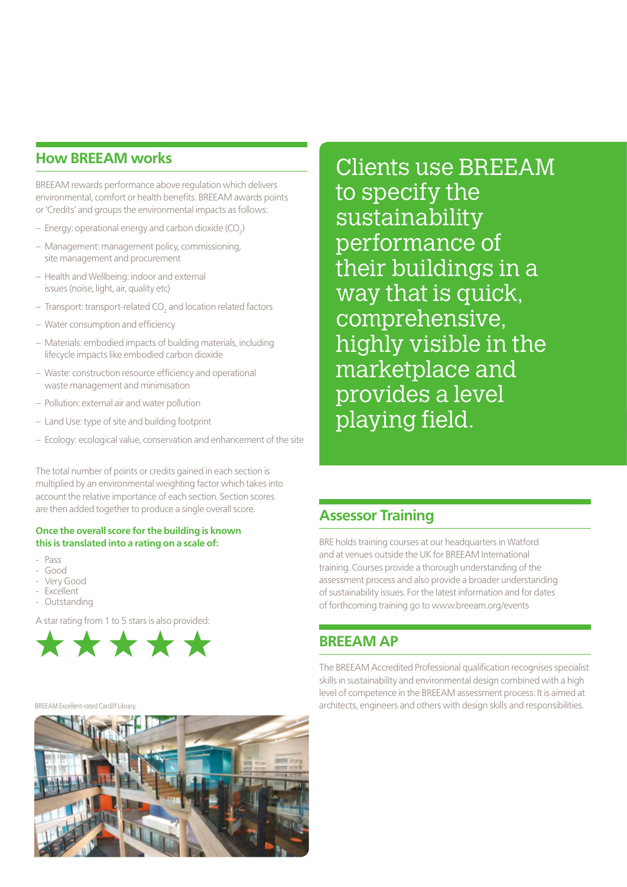## How BREEAM works

BREEAM rewards performance above regulation which delivers environmental, comfort or health benefits. BREEAM awards points or 'Credits' and groups the environmental impacts as follows:

- Energy: operational energy and carbon dioxide ($CO_2$)
- Management: management policy, commissioning, site management and procurement
- Health and Wellbeing: indoor and external issues (noise, light, air, quality etc)
- Transport: transport-related $CO_2$ and location related factors
- Water consumption and efficiency
- Materials: embodied impacts of building materials, including lifecycle impacts like embodied carbon dioxide
- Waste: construction resource efficiency and operational waste management and minimisation
- Pollution: external air and water pollution
- Land Use: type of site and building footprint
- Ecology: ecological value, conservation and enhancement of the site

The total number of points or credits gained in each section is multiplied by an environmental weighting factor which takes into account the relative importance of each section. Section scores are then added together to produce a single overall score.

**Once the overall score for the building is known this is translated into a rating on a scale of:**

- Pass
- Good
- Very Good
- Excellent
- Outstanding

A star rating from 1 to 5 stars is also provided:

★★★★★

BREEAM Excellent-rated Cardiff Library.

Clients use BREEAM to specify the sustainability performance of their buildings in a way that is quick, comprehensive, highly visible in the marketplace and provides a level playing field.

## Assessor Training

BRE holds training courses at our headquarters in Watford and at venues outside the UK for BREEAM International training. Courses provide a thorough understanding of the assessment process and also provide a broader understanding of sustainability issues. For the latest information and for dates of forthcoming training go to www.breeam.org/events

## BREEAM AP

The BREEAM Accredited Professional qualification recognises specialist skills in sustainability and environmental design combined with a high level of competence in the BREEAM assessment process. It is aimed at architects, engineers and others with design skills and responsibilities.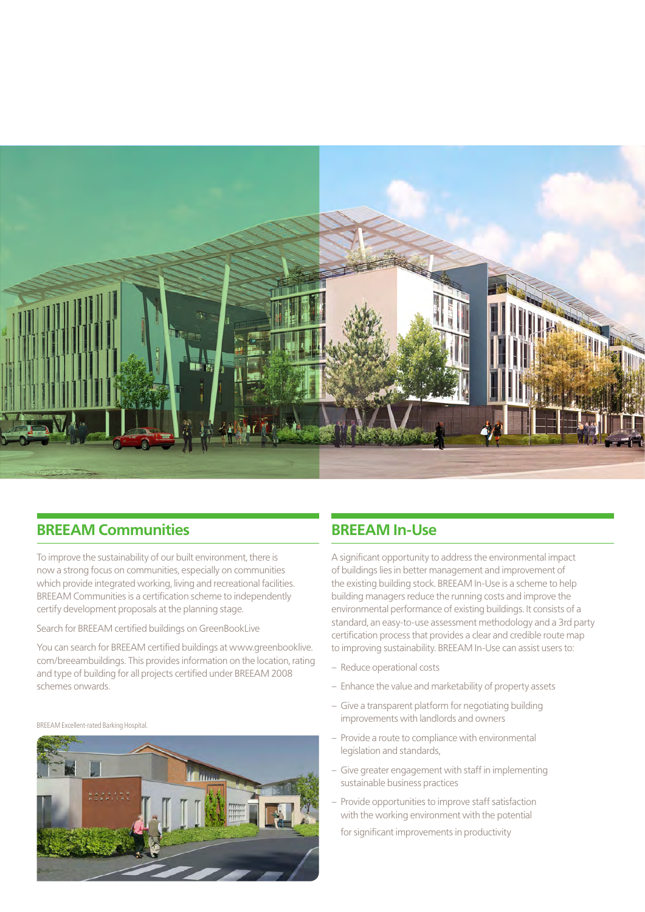## BREEAM Communities

To improve the sustainability of our built environment, there is now a strong focus on communities, especially on communities which provide integrated working, living and recreational facilities. BREEAM Communities is a certification scheme to independently certify development proposals at the planning stage.

Search for BREEAM certified buildings on GreenBookLive

You can search for BREEAM certified buildings at www.greenbooklive.com/breeambuildings. This provides information on the location, rating and type of building for all projects certified under BREEAM 2008 schemes onwards.

BREEAM Excellent-rated Barking Hospital.

## BREEAM In-Use

A significant opportunity to address the environmental impact of buildings lies in better management and improvement of the existing building stock. BREEAM In-Use is a scheme to help building managers reduce the running costs and improve the environmental performance of existing buildings. It consists of a standard, an easy-to-use assessment methodology and a 3rd party certification process that provides a clear and credible route map to improving sustainability. BREEAM In-Use can assist users to:

- Reduce operational costs
- Enhance the value and marketability of property assets
- Give a transparent platform for negotiating building improvements with landlords and owners
- Provide a route to compliance with environmental legislation and standards,
- Give greater engagement with staff in implementing sustainable business practices
- Provide opportunities to improve staff satisfaction with the working environment with the potential for significant improvements in productivity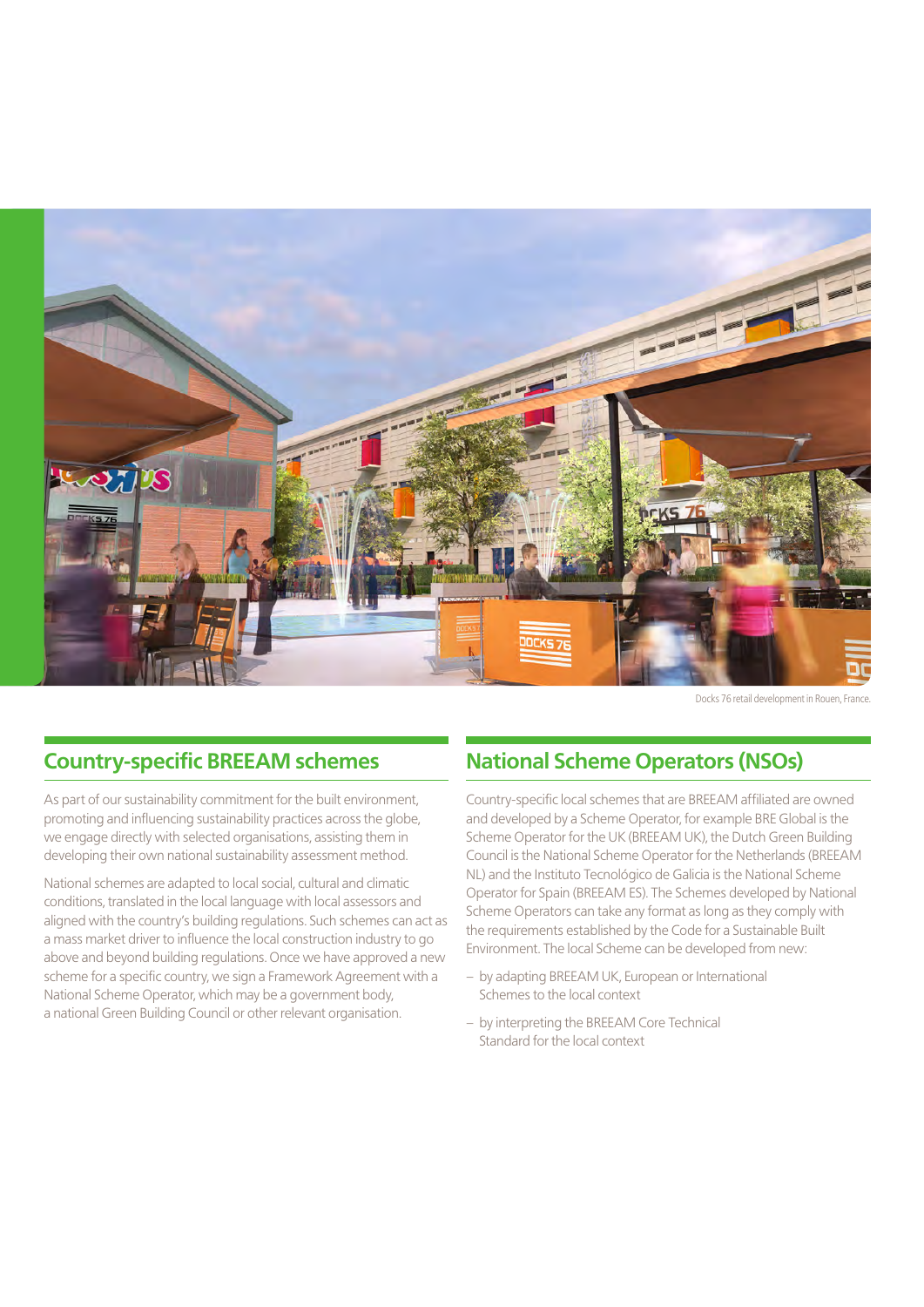Docks 76 retail development in Rouen, France.

## Country-specific BREEAM schemes

As part of our sustainability commitment for the built environment, promoting and influencing sustainability practices across the globe, we engage directly with selected organisations, assisting them in developing their own national sustainability assessment method.

National schemes are adapted to local social, cultural and climatic conditions, translated in the local language with local assessors and aligned with the country's building regulations. Such schemes can act as a mass market driver to influence the local construction industry to go above and beyond building regulations. Once we have approved a new scheme for a specific country, we sign a Framework Agreement with a National Scheme Operator, which may be a government body, a national Green Building Council or other relevant organisation.

## National Scheme Operators (NSOs)

Country-specific local schemes that are BREEAM affiliated are owned and developed by a Scheme Operator, for example BRE Global is the Scheme Operator for the UK (BREEAM UK), the Dutch Green Building Council is the National Scheme Operator for the Netherlands (BREEAM NL) and the Instituto Tecnológico de Galicia is the National Scheme Operator for Spain (BREEAM ES). The Schemes developed by National Scheme Operators can take any format as long as they comply with the requirements established by the Code for a Sustainable Built Environment. The local Scheme can be developed from new:

- by adapting BREEAM UK, European or International Schemes to the local context
- by interpreting the BREEAM Core Technical Standard for the local context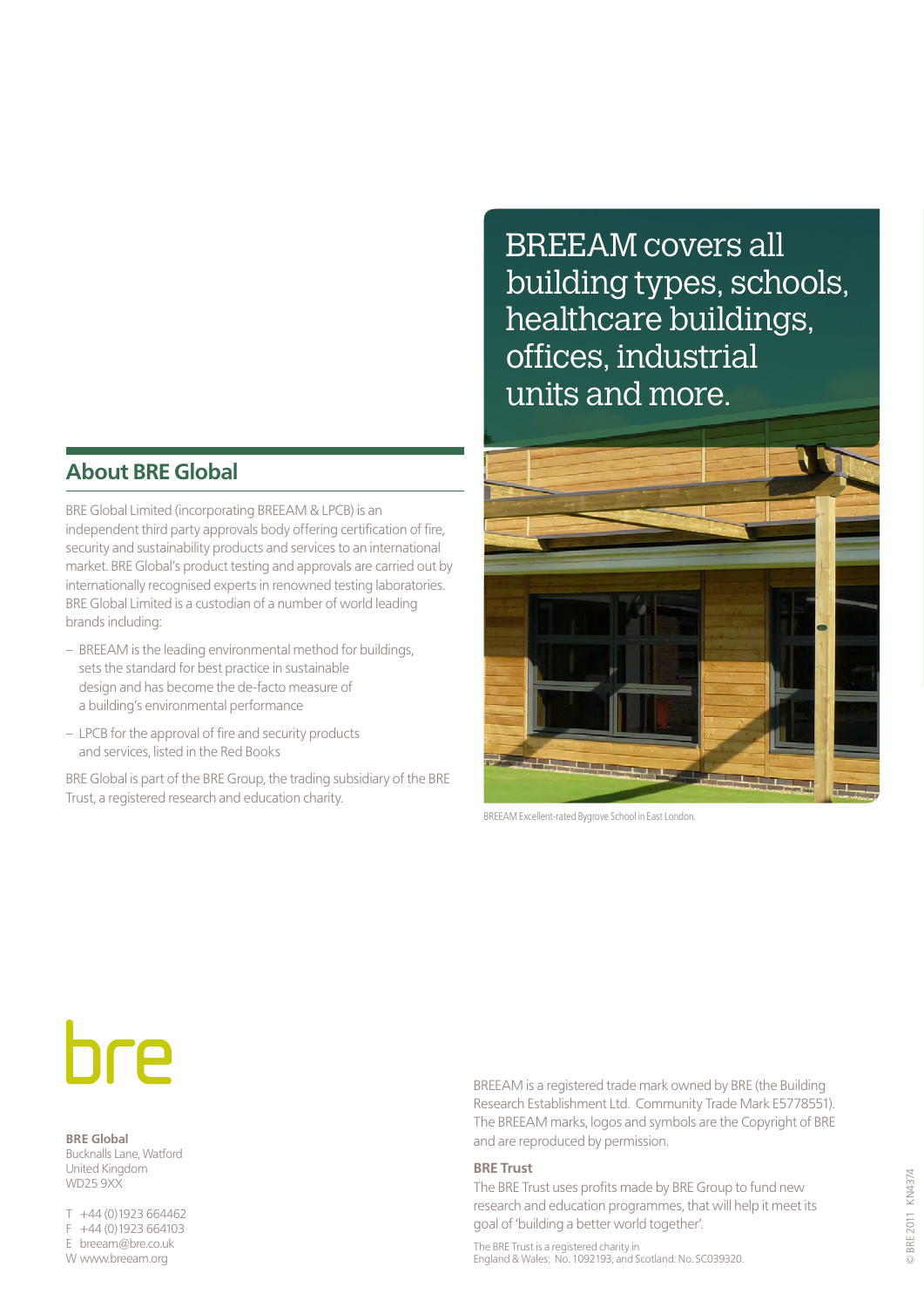## About BRE Global

BRE Global Limited (incorporating BREEAM & LPCB) is an independent third party approvals body offering certification of fire, security and sustainability products and services to an international market. BRE Global's product testing and approvals are carried out by internationally recognised experts in renowned testing laboratories. BRE Global Limited is a custodian of a number of world leading brands including:

- BREEAM is the leading environmental method for buildings, sets the standard for best practice in sustainable design and has become the de-facto measure of a building's environmental performance
- LPCB for the approval of fire and security products and services, listed in the Red Books

BRE Global is part of the BRE Group, the trading subsidiary of the BRE Trust, a registered research and education charity.

BREEAM covers all building types, schools, healthcare buildings, offices, industrial units and more.

BREEAM Excellent-rated Bygrove School in East London.

bre

**BRE Global**
Bucknalls Lane, Watford
United Kingdom
WD25 9XX

T +44 (0)1923 664462
F +44 (0)1923 664103
E breeam@bre.co.uk
W www.breeam.org

BREEAM is a registered trade mark owned by BRE (the Building Research Establishment Ltd. Community Trade Mark E5778551). The BREEAM marks, logos and symbols are the Copyright of BRE and are reproduced by permission.

**BRE Trust**

The BRE Trust uses profits made by BRE Group to fund new research and education programmes, that will help it meet its goal of 'building a better world together'.

The BRE Trust is a registered charity in
England & Wales: No. 1092193, and Scotland: No. SC039320.

© BRE 2011 KN4374